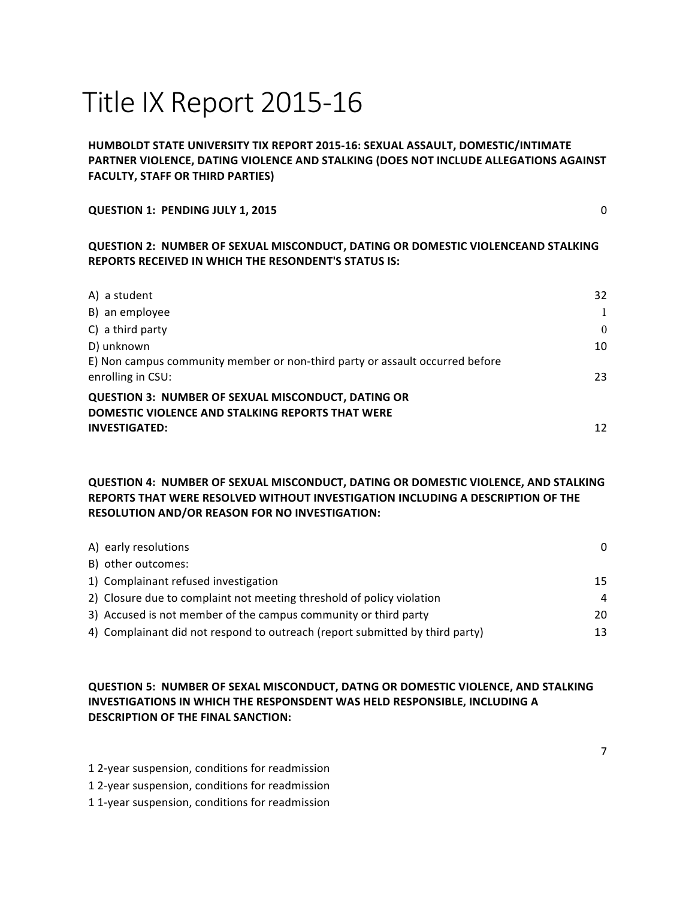# Title IX Report 2015-16

**HUMBOLDT STATE UNIVERSITY TIX REPORT 2015-16: SEXUAL ASSAULT, DOMESTIC/INTIMATE PARTNER VIOLENCE, DATING VIOLENCE AND STALKING (DOES NOT INCLUDE ALLEGATIONS AGAINST FACULTY, STAFF OR THIRD PARTIES)**

| | |
|---|---|
| **QUESTION 1: PENDING JULY 1, 2015** | 0 |

**QUESTION 2: NUMBER OF SEXUAL MISCONDUCT, DATING OR DOMESTIC VIOLENCEAND STALKING REPORTS RECEIVED IN WHICH THE RESONDENT'S STATUS IS:**

| | |
|---|---|
| A) a student | 32 |
| B) an employee | 1 |
| C) a third party | 0 |
| D) unknown | 10 |
| E) Non campus community member or non-third party or assault occurred before enrolling in CSU: | 23 |
| **QUESTION 3: NUMBER OF SEXUAL MISCONDUCT, DATING OR DOMESTIC VIOLENCE AND STALKING REPORTS THAT WERE INVESTIGATED:** | 12 |

**QUESTION 4: NUMBER OF SEXUAL MISCONDUCT, DATING OR DOMESTIC VIOLENCE, AND STALKING REPORTS THAT WERE RESOLVED WITHOUT INVESTIGATION INCLUDING A DESCRIPTION OF THE RESOLUTION AND/OR REASON FOR NO INVESTIGATION:**

| | |
|---|---|
| A) early resolutions | 0 |
| B) other outcomes: | |
| 1) Complainant refused investigation | 15 |
| 2) Closure due to complaint not meeting threshold of policy violation | 4 |
| 3) Accused is not member of the campus community or third party | 20 |
| 4) Complainant did not respond to outreach (report submitted by third party) | 13 |

**QUESTION 5: NUMBER OF SEXAL MISCONDUCT, DATNG OR DOMESTIC VIOLENCE, AND STALKING INVESTIGATIONS IN WHICH THE RESPONSDENT WAS HELD RESPONSIBLE, INCLUDING A DESCRIPTION OF THE FINAL SANCTION:**

7

1 2-year suspension, conditions for readmission

1 2-year suspension, conditions for readmission

1 1-year suspension, conditions for readmission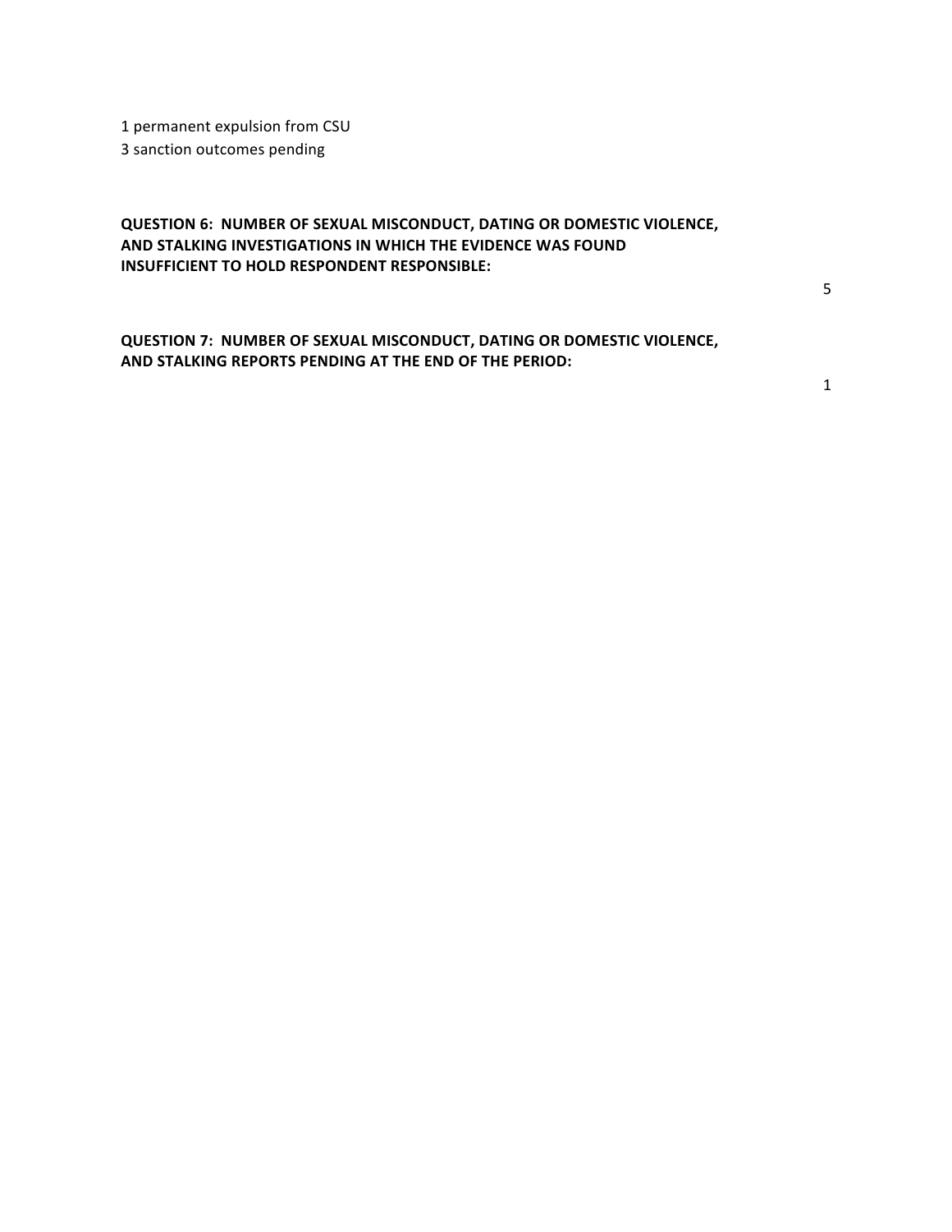1 permanent expulsion from CSU
3 sanction outcomes pending

**QUESTION 6: NUMBER OF SEXUAL MISCONDUCT, DATING OR DOMESTIC VIOLENCE, AND STALKING INVESTIGATIONS IN WHICH THE EVIDENCE WAS FOUND INSUFFICIENT TO HOLD RESPONDENT RESPONSIBLE:**

5

**QUESTION 7: NUMBER OF SEXUAL MISCONDUCT, DATING OR DOMESTIC VIOLENCE, AND STALKING REPORTS PENDING AT THE END OF THE PERIOD:**

1